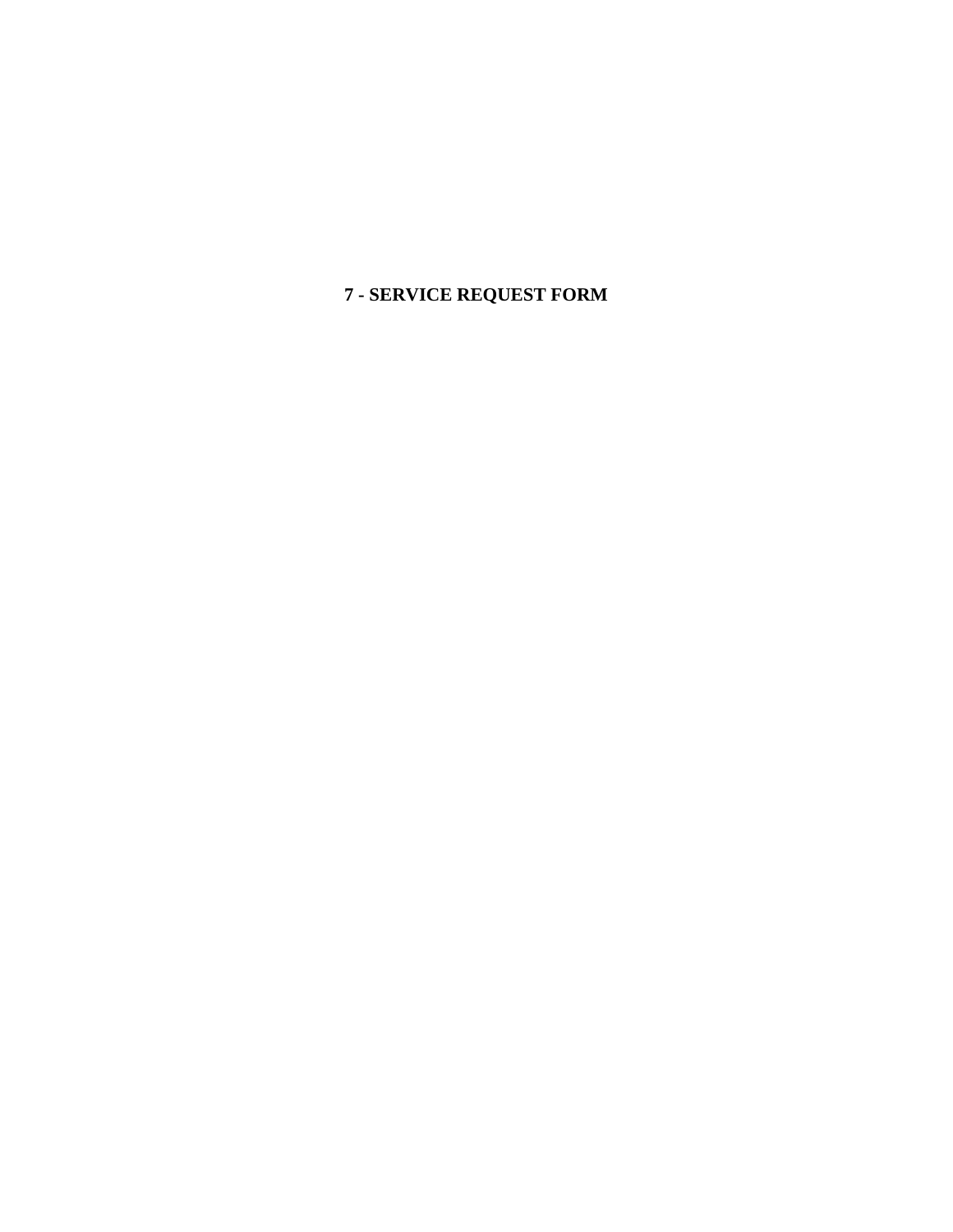# 7 - SERVICE REQUEST FORM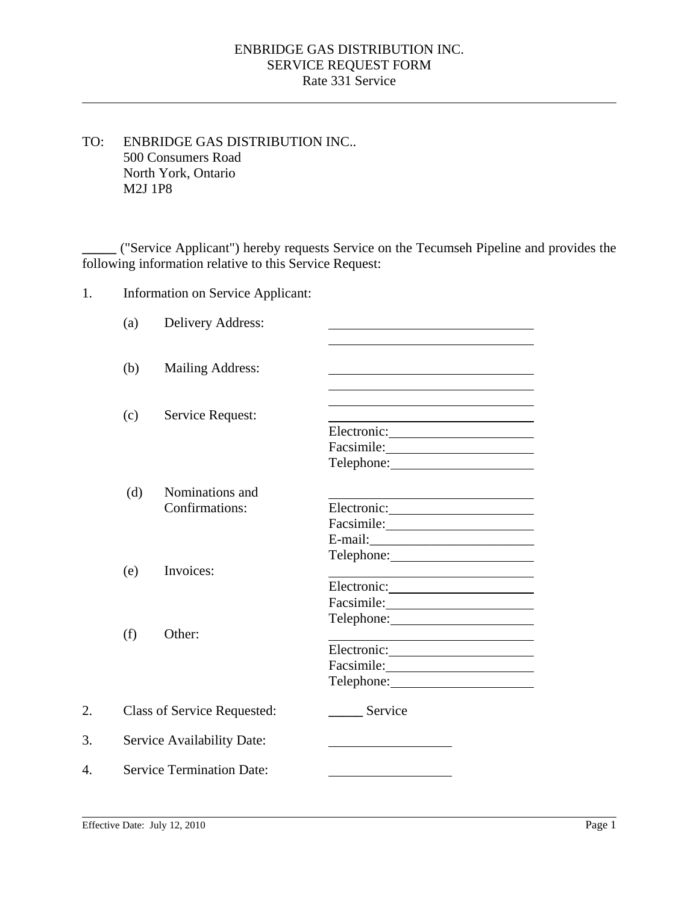ENBRIDGE GAS DISTRIBUTION INC.
SERVICE REQUEST FORM
Rate 331 Service

---

TO: ENBRIDGE GAS DISTRIBUTION INC..
500 Consumers Road
North York, Ontario
M2J 1P8

_____ ("Service Applicant") hereby requests Service on the Tecumseh Pipeline and provides the following information relative to this Service Request:

1. Information on Service Applicant:

   (a) Delivery Address: ____________________
   ____________________

   (b) Mailing Address: ____________________
   ____________________
   ____________________

   (c) Service Request: ____________________
   Electronic: ____________________
   Facsimile: ____________________
   Telephone: ____________________

   (d) Nominations and Confirmations: ____________________
   Electronic: ____________________
   Facsimile: ____________________
   E-mail: ____________________
   Telephone: ____________________

   (e) Invoices: ____________________
   Electronic: ____________________
   Facsimile: ____________________
   Telephone: ____________________

   (f) Other: ____________________
   Electronic: ____________________
   Facsimile: ____________________
   Telephone: ____________________

2. Class of Service Requested: _____ Service

3. Service Availability Date: ____________________

4. Service Termination Date: ____________________

Effective Date: July 12, 2010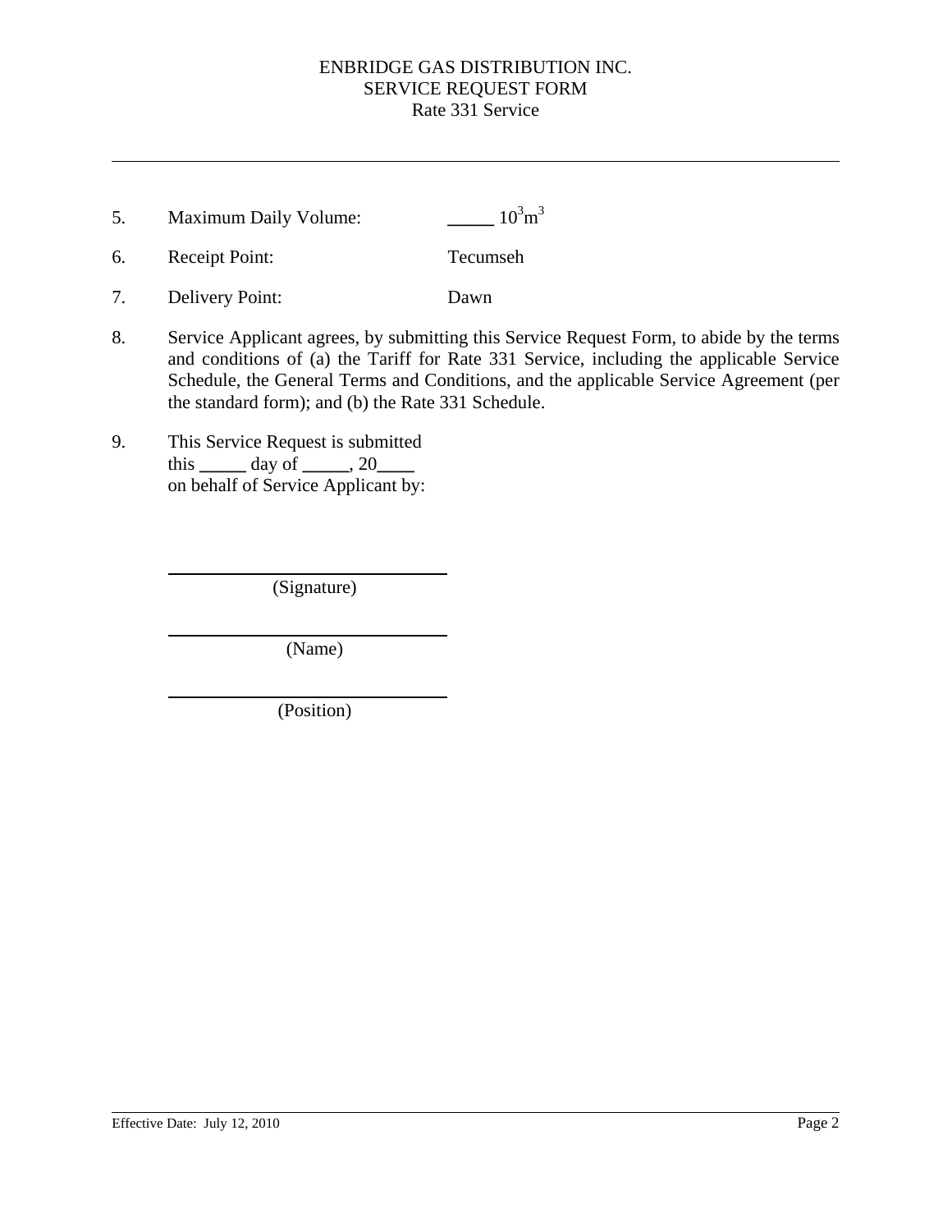ENBRIDGE GAS DISTRIBUTION INC.
SERVICE REQUEST FORM
Rate 331 Service

5. Maximum Daily Volume: _____ $10^3m^3$

6. Receipt Point: Tecumseh

7. Delivery Point: Dawn

8. Service Applicant agrees, by submitting this Service Request Form, to abide by the terms and conditions of (a) the Tariff for Rate 331 Service, including the applicable Service Schedule, the General Terms and Conditions, and the applicable Service Agreement (per the standard form); and (b) the Rate 331 Schedule.

9. This Service Request is submitted this _____ day of _____, 20____ on behalf of Service Applicant by:

______________________________
(Signature)

______________________________
(Name)

______________________________
(Position)

Effective Date: July 12, 2010